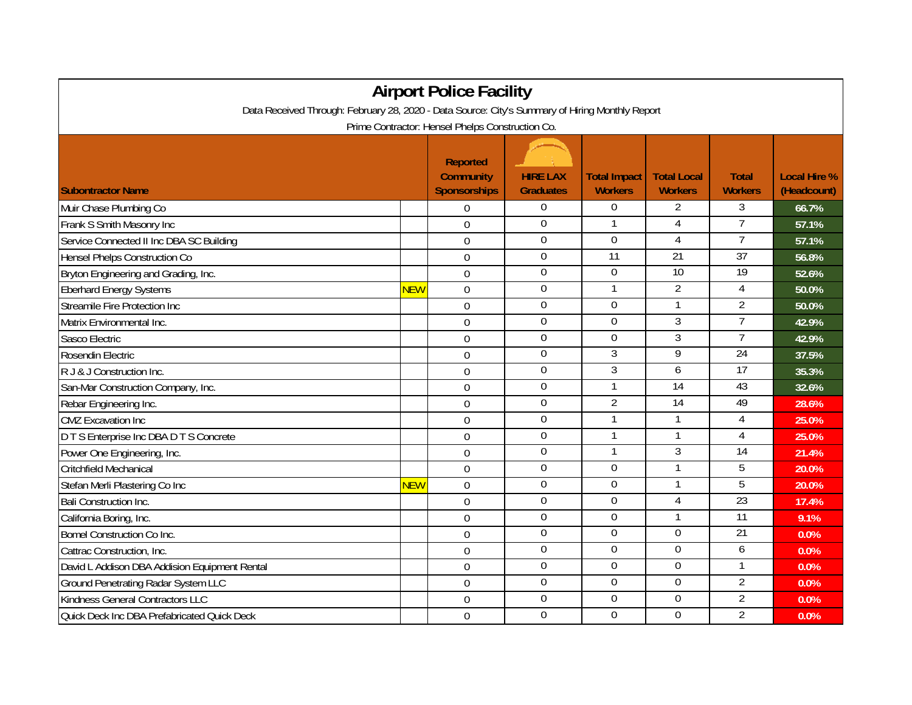# Airport Police Facility

Data Received Through: February 28, 2020 - Data Source: City's Summary of Hiring Monthly Report

Prime Contractor: Hensel Phelps Construction Co.

| Subontractor Name | | Reported Community Sponsorships | HIRE LAX Graduates | Total Impact Workers | Total Local Workers | Total Workers | Local Hire % (Headcount) |
|---|---|---|---|---|---|---|---|
| Muir Chase Plumbing Co | | 0 | 0 | 0 | 2 | 3 | 66.7% |
| Frank S Smith Masonry Inc | | 0 | 0 | 1 | 4 | 7 | 57.1% |
| Service Connected II Inc DBA SC Building | | 0 | 0 | 0 | 4 | 7 | 57.1% |
| Hensel Phelps Construction Co | | 0 | 0 | 11 | 21 | 37 | 56.8% |
| Bryton Engineering and Grading, Inc. | | 0 | 0 | 0 | 10 | 19 | 52.6% |
| Eberhard Energy Systems | NEW | 0 | 0 | 1 | 2 | 4 | 50.0% |
| Streamile Fire Protection Inc | | 0 | 0 | 0 | 1 | 2 | 50.0% |
| Matrix Environmental Inc. | | 0 | 0 | 0 | 3 | 7 | 42.9% |
| Sasco Electric | | 0 | 0 | 0 | 3 | 7 | 42.9% |
| Rosendin Electric | | 0 | 0 | 3 | 9 | 24 | 37.5% |
| R J & J Construction Inc. | | 0 | 0 | 3 | 6 | 17 | 35.3% |
| San-Mar Construction Company, Inc. | | 0 | 0 | 1 | 14 | 43 | 32.6% |
| Rebar Engineering Inc. | | 0 | 0 | 2 | 14 | 49 | 28.6% |
| CMZ Excavation Inc | | 0 | 0 | 1 | 1 | 4 | 25.0% |
| D T S Enterprise Inc DBA D T S Concrete | | 0 | 0 | 1 | 1 | 4 | 25.0% |
| Power One Engineering, Inc. | | 0 | 0 | 1 | 3 | 14 | 21.4% |
| Critchfield Mechanical | | 0 | 0 | 0 | 1 | 5 | 20.0% |
| Stefan Merli Plastering Co Inc | NEW | 0 | 0 | 0 | 1 | 5 | 20.0% |
| Bali Construction Inc. | | 0 | 0 | 0 | 4 | 23 | 17.4% |
| California Boring, Inc. | | 0 | 0 | 0 | 1 | 11 | 9.1% |
| Bomel Construction Co Inc. | | 0 | 0 | 0 | 0 | 21 | 0.0% |
| Cattrac Construction, Inc. | | 0 | 0 | 0 | 0 | 6 | 0.0% |
| David L Addison DBA Addision Equipment Rental | | 0 | 0 | 0 | 0 | 1 | 0.0% |
| Ground Penetrating Radar System LLC | | 0 | 0 | 0 | 0 | 2 | 0.0% |
| Kindness General Contractors LLC | | 0 | 0 | 0 | 0 | 2 | 0.0% |
| Quick Deck Inc DBA Prefabricated Quick Deck | | 0 | 0 | 0 | 0 | 2 | 0.0% |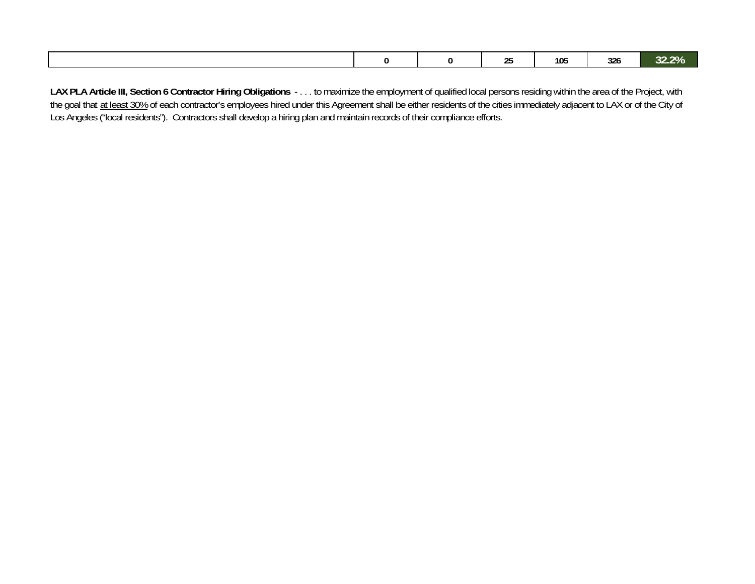| | | | | | | |
|---|---|---|---|---|---|---|
| | **0** | **0** | **25** | **105** | **326** | **32.2%** |

**LAX PLA Article III, Section 6 Contractor Hiring Obligations** - . . . to maximize the employment of qualified local persons residing within the area of the Project, with the goal that at least 30% of each contractor's employees hired under this Agreement shall be either residents of the cities immediately adjacent to LAX or of the City of Los Angeles ("local residents"). Contractors shall develop a hiring plan and maintain records of their compliance efforts.